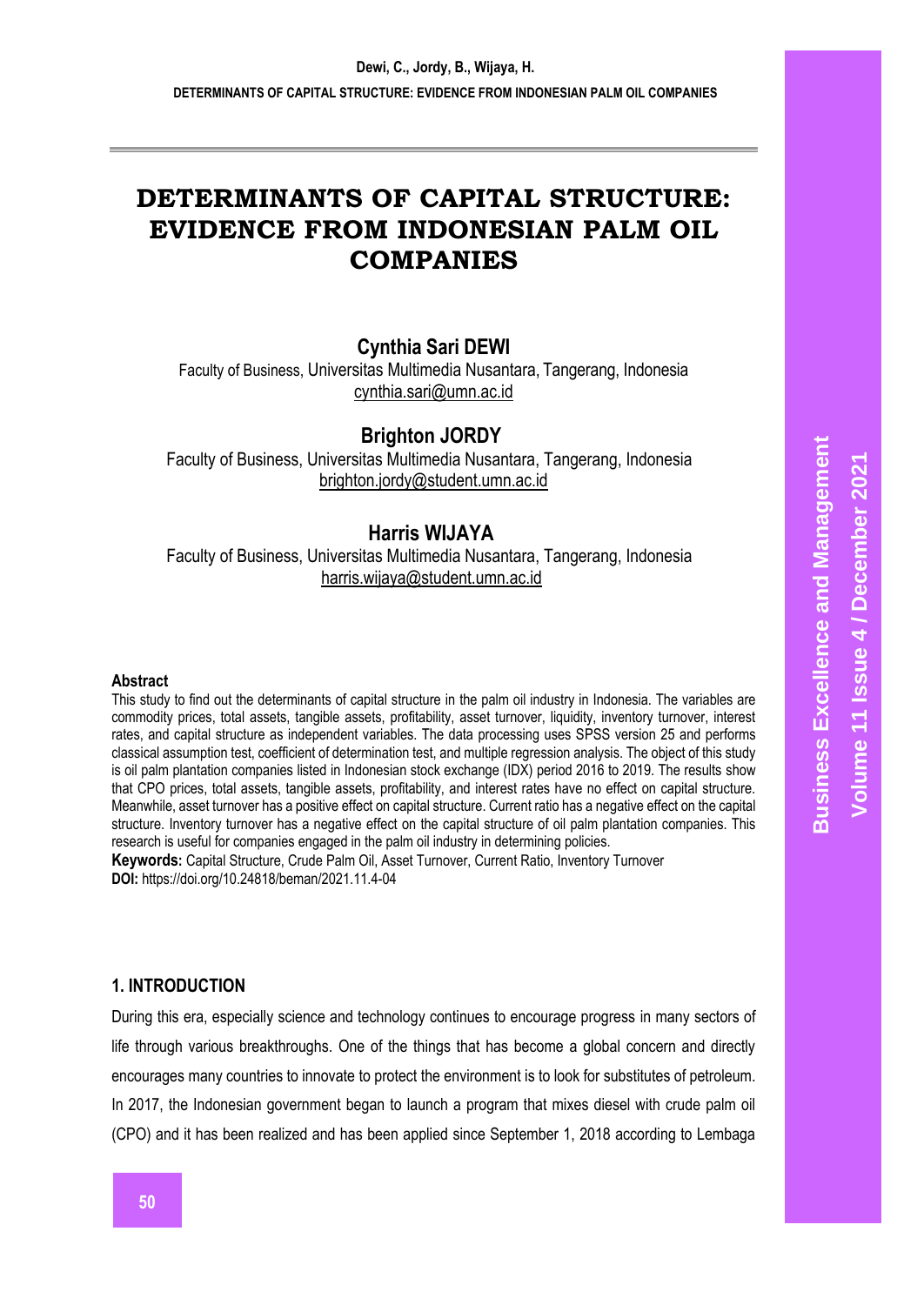# DETERMINANTS OF CAPITAL STRUCTURE: EVIDENCE FROM INDONESIAN PALM OIL COMPANIES

**Cynthia Sari DEWI**
Faculty of Business, Universitas Multimedia Nusantara, Tangerang, Indonesia
cynthia.sari@umn.ac.id

**Brighton JORDY**
Faculty of Business, Universitas Multimedia Nusantara, Tangerang, Indonesia
brighton.jordy@student.umn.ac.id

**Harris WIJAYA**
Faculty of Business, Universitas Multimedia Nusantara, Tangerang, Indonesia
harris.wijaya@student.umn.ac.id

### Abstract

This study to find out the determinants of capital structure in the palm oil industry in Indonesia. The variables are commodity prices, total assets, tangible assets, profitability, asset turnover, liquidity, inventory turnover, interest rates, and capital structure as independent variables. The data processing uses SPSS version 25 and performs classical assumption test, coefficient of determination test, and multiple regression analysis. The object of this study is oil palm plantation companies listed in Indonesian stock exchange (IDX) period 2016 to 2019. The results show that CPO prices, total assets, tangible assets, profitability, and interest rates have no effect on capital structure. Meanwhile, asset turnover has a positive effect on capital structure. Current ratio has a negative effect on the capital structure. Inventory turnover has a negative effect on the capital structure of oil palm plantation companies. This research is useful for companies engaged in the palm oil industry in determining policies.

**Keywords:** Capital Structure, Crude Palm Oil, Asset Turnover, Current Ratio, Inventory Turnover

**DOI:** https://doi.org/10.24818/beman/2021.11.4-04

## 1. INTRODUCTION

During this era, especially science and technology continues to encourage progress in many sectors of life through various breakthroughs. One of the things that has become a global concern and directly encourages many countries to innovate to protect the environment is to look for substitutes of petroleum. In 2017, the Indonesian government began to launch a program that mixes diesel with crude palm oil (CPO) and it has been realized and has been applied since September 1, 2018 according to Lembaga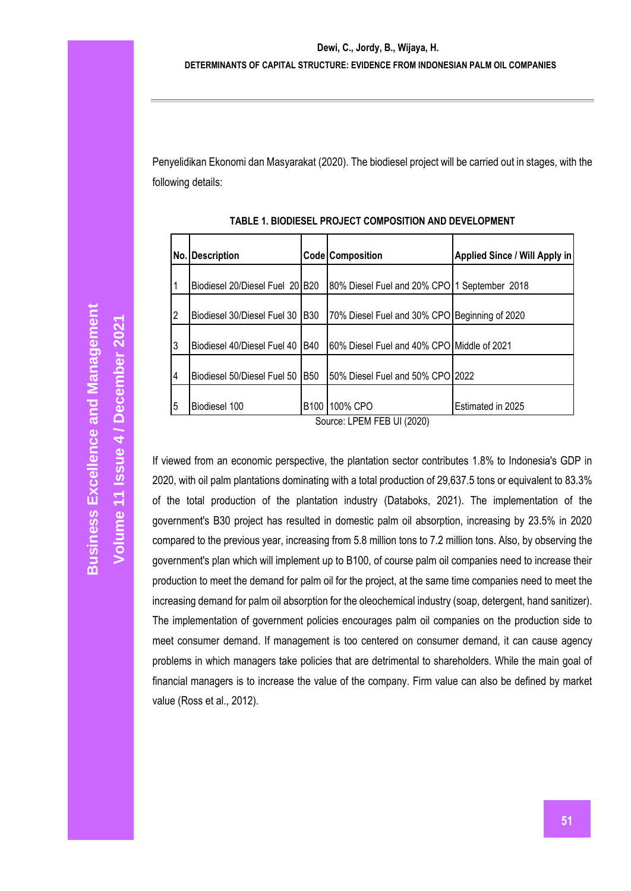Penyelidikan Ekonomi dan Masyarakat (2020). The biodiesel project will be carried out in stages, with the following details:

**TABLE 1. BIODIESEL PROJECT COMPOSITION AND DEVELOPMENT**

| No. | Description | Code | Composition | Applied Since / Will Apply in |
|---|---|---|---|---|
| 1 | Biodiesel 20/Diesel Fuel 20 | B20 | 80% Diesel Fuel and 20% CPO | 1 September 2018 |
| 2 | Biodiesel 30/Diesel Fuel 30 | B30 | 70% Diesel Fuel and 30% CPO | Beginning of 2020 |
| 3 | Biodiesel 40/Diesel Fuel 40 | B40 | 60% Diesel Fuel and 40% CPO | Middle of 2021 |
| 4 | Biodiesel 50/Diesel Fuel 50 | B50 | 50% Diesel Fuel and 50% CPO | 2022 |
| 5 | Biodiesel 100 | B100 | 100% CPO | Estimated in 2025 |

Source: LPEM FEB UI (2020)

If viewed from an economic perspective, the plantation sector contributes 1.8% to Indonesia's GDP in 2020, with oil palm plantations dominating with a total production of 29,637.5 tons or equivalent to 83.3% of the total production of the plantation industry (Databoks, 2021). The implementation of the government's B30 project has resulted in domestic palm oil absorption, increasing by 23.5% in 2020 compared to the previous year, increasing from 5.8 million tons to 7.2 million tons. Also, by observing the government's plan which will implement up to B100, of course palm oil companies need to increase their production to meet the demand for palm oil for the project, at the same time companies need to meet the increasing demand for palm oil absorption for the oleochemical industry (soap, detergent, hand sanitizer). The implementation of government policies encourages palm oil companies on the production side to meet consumer demand. If management is too centered on consumer demand, it can cause agency problems in which managers take policies that are detrimental to shareholders. While the main goal of financial managers is to increase the value of the company. Firm value can also be defined by market value (Ross et al., 2012).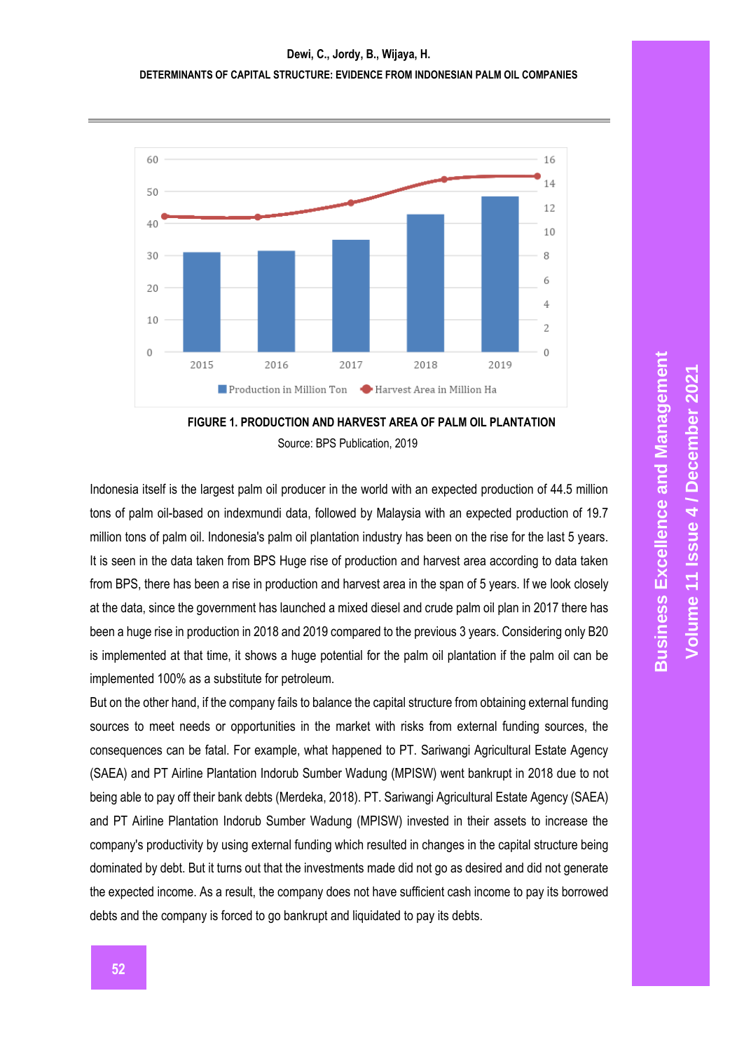**FIGURE 1. PRODUCTION AND HARVEST AREA OF PALM OIL PLANTATION**

Source: BPS Publication, 2019

Indonesia itself is the largest palm oil producer in the world with an expected production of 44.5 million tons of palm oil-based on indexmundi data, followed by Malaysia with an expected production of 19.7 million tons of palm oil. Indonesia's palm oil plantation industry has been on the rise for the last 5 years. It is seen in the data taken from BPS Huge rise of production and harvest area according to data taken from BPS, there has been a rise in production and harvest area in the span of 5 years. If we look closely at the data, since the government has launched a mixed diesel and crude palm oil plan in 2017 there has been a huge rise in production in 2018 and 2019 compared to the previous 3 years. Considering only B20 is implemented at that time, it shows a huge potential for the palm oil plantation if the palm oil can be implemented 100% as a substitute for petroleum.

But on the other hand, if the company fails to balance the capital structure from obtaining external funding sources to meet needs or opportunities in the market with risks from external funding sources, the consequences can be fatal. For example, what happened to PT. Sariwangi Agricultural Estate Agency (SAEA) and PT Airline Plantation Indorub Sumber Wadung (MPISW) went bankrupt in 2018 due to not being able to pay off their bank debts (Merdeka, 2018). PT. Sariwangi Agricultural Estate Agency (SAEA) and PT Airline Plantation Indorub Sumber Wadung (MPISW) invested in their assets to increase the company's productivity by using external funding which resulted in changes in the capital structure being dominated by debt. But it turns out that the investments made did not go as desired and did not generate the expected income. As a result, the company does not have sufficient cash income to pay its borrowed debts and the company is forced to go bankrupt and liquidated to pay its debts.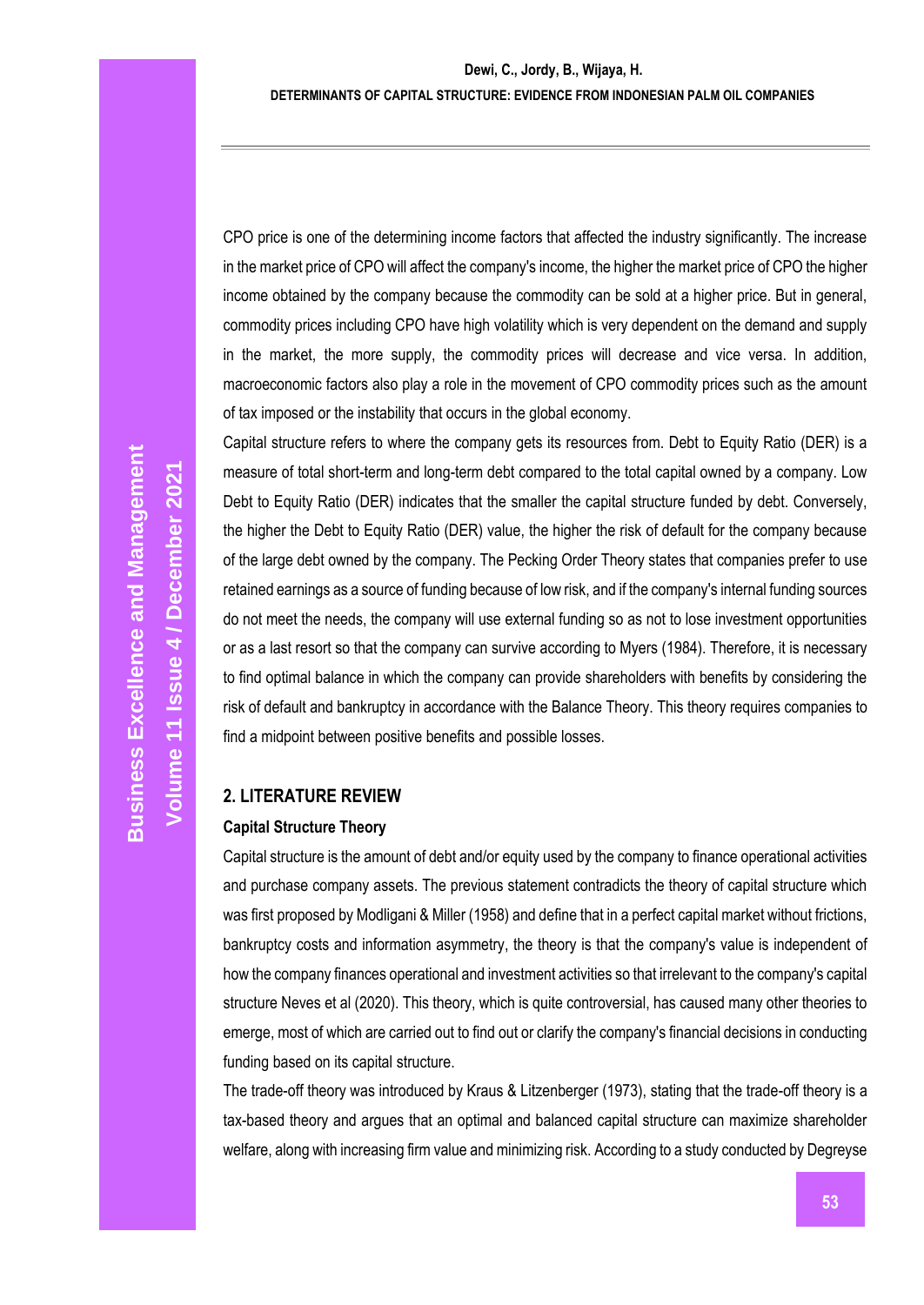CPO price is one of the determining income factors that affected the industry significantly. The increase in the market price of CPO will affect the company's income, the higher the market price of CPO the higher income obtained by the company because the commodity can be sold at a higher price. But in general, commodity prices including CPO have high volatility which is very dependent on the demand and supply in the market, the more supply, the commodity prices will decrease and vice versa. In addition, macroeconomic factors also play a role in the movement of CPO commodity prices such as the amount of tax imposed or the instability that occurs in the global economy.

Capital structure refers to where the company gets its resources from. Debt to Equity Ratio (DER) is a measure of total short-term and long-term debt compared to the total capital owned by a company. Low Debt to Equity Ratio (DER) indicates that the smaller the capital structure funded by debt. Conversely, the higher the Debt to Equity Ratio (DER) value, the higher the risk of default for the company because of the large debt owned by the company. The Pecking Order Theory states that companies prefer to use retained earnings as a source of funding because of low risk, and if the company's internal funding sources do not meet the needs, the company will use external funding so as not to lose investment opportunities or as a last resort so that the company can survive according to Myers (1984). Therefore, it is necessary to find optimal balance in which the company can provide shareholders with benefits by considering the risk of default and bankruptcy in accordance with the Balance Theory. This theory requires companies to find a midpoint between positive benefits and possible losses.

## 2. LITERATURE REVIEW

### Capital Structure Theory

Capital structure is the amount of debt and/or equity used by the company to finance operational activities and purchase company assets. The previous statement contradicts the theory of capital structure which was first proposed by Modligani & Miller (1958) and define that in a perfect capital market without frictions, bankruptcy costs and information asymmetry, the theory is that the company's value is independent of how the company finances operational and investment activities so that irrelevant to the company's capital structure Neves et al (2020). This theory, which is quite controversial, has caused many other theories to emerge, most of which are carried out to find out or clarify the company's financial decisions in conducting funding based on its capital structure.

The trade-off theory was introduced by Kraus & Litzenberger (1973), stating that the trade-off theory is a tax-based theory and argues that an optimal and balanced capital structure can maximize shareholder welfare, along with increasing firm value and minimizing risk. According to a study conducted by Degreyse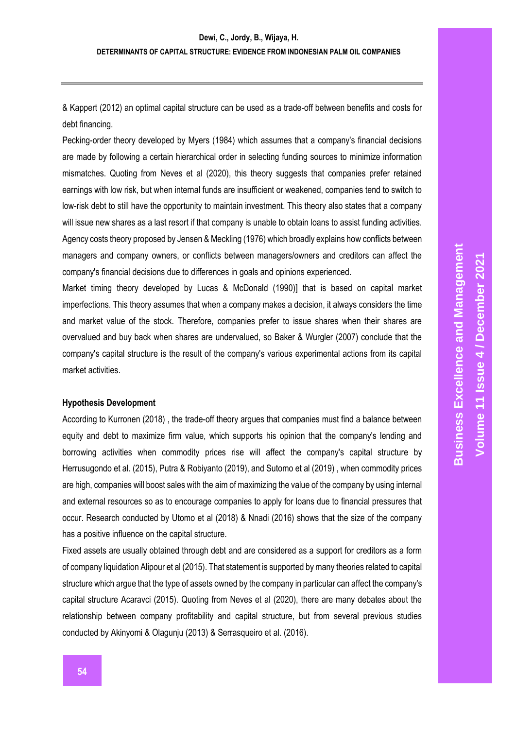& Kappert (2012) an optimal capital structure can be used as a trade-off between benefits and costs for debt financing.

Pecking-order theory developed by Myers (1984) which assumes that a company's financial decisions are made by following a certain hierarchical order in selecting funding sources to minimize information mismatches. Quoting from Neves et al (2020), this theory suggests that companies prefer retained earnings with low risk, but when internal funds are insufficient or weakened, companies tend to switch to low-risk debt to still have the opportunity to maintain investment. This theory also states that a company will issue new shares as a last resort if that company is unable to obtain loans to assist funding activities.

Agency costs theory proposed by Jensen & Meckling (1976) which broadly explains how conflicts between managers and company owners, or conflicts between managers/owners and creditors can affect the company's financial decisions due to differences in goals and opinions experienced.

Market timing theory developed by Lucas & McDonald (1990)] that is based on capital market imperfections. This theory assumes that when a company makes a decision, it always considers the time and market value of the stock. Therefore, companies prefer to issue shares when their shares are overvalued and buy back when shares are undervalued, so Baker & Wurgler (2007) conclude that the company's capital structure is the result of the company's various experimental actions from its capital market activities.

**Hypothesis Development**

According to Kurronen (2018) , the trade-off theory argues that companies must find a balance between equity and debt to maximize firm value, which supports his opinion that the company's lending and borrowing activities when commodity prices rise will affect the company's capital structure by Herrusugondo et al. (2015), Putra & Robiyanto (2019), and Sutomo et al (2019) , when commodity prices are high, companies will boost sales with the aim of maximizing the value of the company by using internal and external resources so as to encourage companies to apply for loans due to financial pressures that occur. Research conducted by Utomo et al (2018) & Nnadi (2016) shows that the size of the company has a positive influence on the capital structure.

Fixed assets are usually obtained through debt and are considered as a support for creditors as a form of company liquidation Alipour et al (2015). That statement is supported by many theories related to capital structure which argue that the type of assets owned by the company in particular can affect the company's capital structure Acaravci (2015). Quoting from Neves et al (2020), there are many debates about the relationship between company profitability and capital structure, but from several previous studies conducted by Akinyomi & Olagunju (2013) & Serrasqueiro et al. (2016).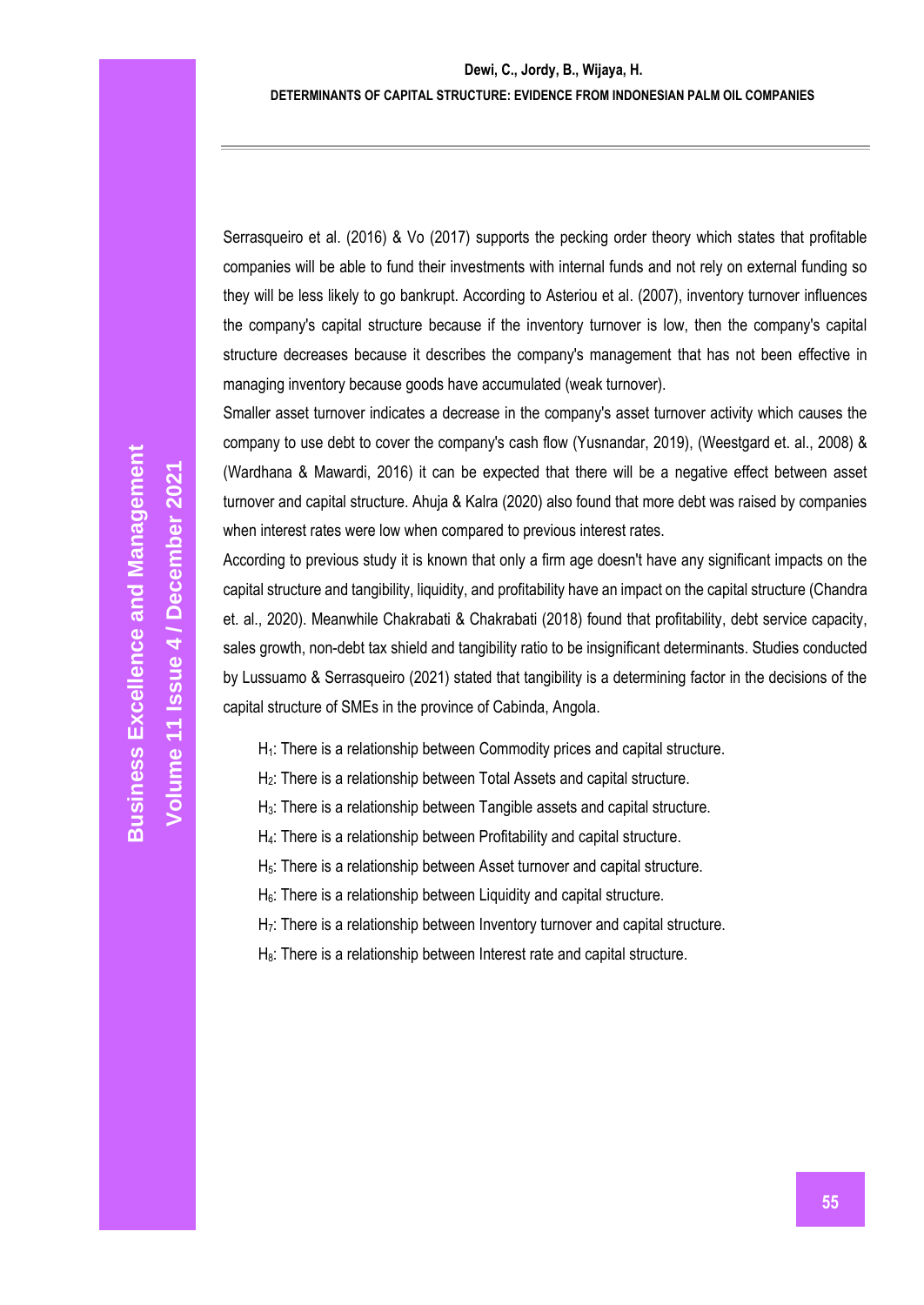Serrasqueiro et al. (2016) & Vo (2017) supports the pecking order theory which states that profitable companies will be able to fund their investments with internal funds and not rely on external funding so they will be less likely to go bankrupt. According to Asteriou et al. (2007), inventory turnover influences the company's capital structure because if the inventory turnover is low, then the company's capital structure decreases because it describes the company's management that has not been effective in managing inventory because goods have accumulated (weak turnover).

Smaller asset turnover indicates a decrease in the company's asset turnover activity which causes the company to use debt to cover the company's cash flow (Yusnandar, 2019), (Weestgard et. al., 2008) & (Wardhana & Mawardi, 2016) it can be expected that there will be a negative effect between asset turnover and capital structure. Ahuja & Kalra (2020) also found that more debt was raised by companies when interest rates were low when compared to previous interest rates.

According to previous study it is known that only a firm age doesn't have any significant impacts on the capital structure and tangibility, liquidity, and profitability have an impact on the capital structure (Chandra et. al., 2020). Meanwhile Chakrabati & Chakrabati (2018) found that profitability, debt service capacity, sales growth, non-debt tax shield and tangibility ratio to be insignificant determinants. Studies conducted by Lussuamo & Serrasqueiro (2021) stated that tangibility is a determining factor in the decisions of the capital structure of SMEs in the province of Cabinda, Angola.

$H_1$: There is a relationship between Commodity prices and capital structure.

$H_2$: There is a relationship between Total Assets and capital structure.

$H_3$: There is a relationship between Tangible assets and capital structure.

$H_4$: There is a relationship between Profitability and capital structure.

$H_5$: There is a relationship between Asset turnover and capital structure.

$H_6$: There is a relationship between Liquidity and capital structure.

$H_7$: There is a relationship between Inventory turnover and capital structure.

$H_8$: There is a relationship between Interest rate and capital structure.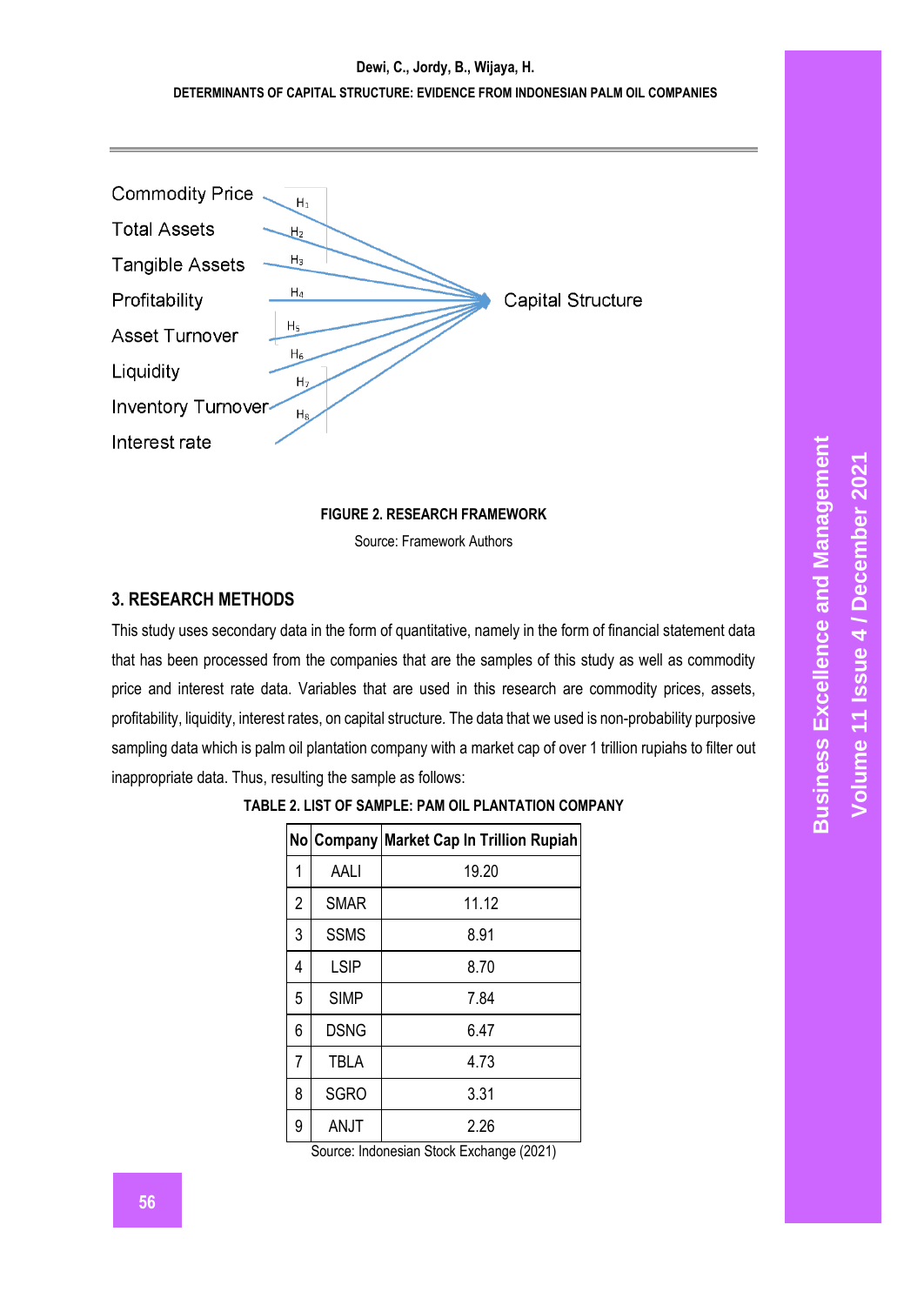Commodity Price

Total Assets

Tangible Assets

Profitability

Asset Turnover

Liquidity

Inventory Turnover

Interest rate

$H_1$ $H_2$ $H_3$ $H_4$ $H_5$ $H_6$ $H_7$ $H_8$

Capital Structure

**FIGURE 2. RESEARCH FRAMEWORK**

Source: Framework Authors

## 3. RESEARCH METHODS

This study uses secondary data in the form of quantitative, namely in the form of financial statement data that has been processed from the companies that are the samples of this study as well as commodity price and interest rate data. Variables that are used in this research are commodity prices, assets, profitability, liquidity, interest rates, on capital structure. The data that we used is non-probability purposive sampling data which is palm oil plantation company with a market cap of over 1 trillion rupiahs to filter out inappropriate data. Thus, resulting the sample as follows:

**TABLE 2. LIST OF SAMPLE: PAM OIL PLANTATION COMPANY**

| No | Company | Market Cap In Trillion Rupiah |
|---|---|---|
| 1 | AALI | 19.20 |
| 2 | SMAR | 11.12 |
| 3 | SSMS | 8.91 |
| 4 | LSIP | 8.70 |
| 5 | SIMP | 7.84 |
| 6 | DSNG | 6.47 |
| 7 | TBLA | 4.73 |
| 8 | SGRO | 3.31 |
| 9 | ANJT | 2.26 |

Source: Indonesian Stock Exchange (2021)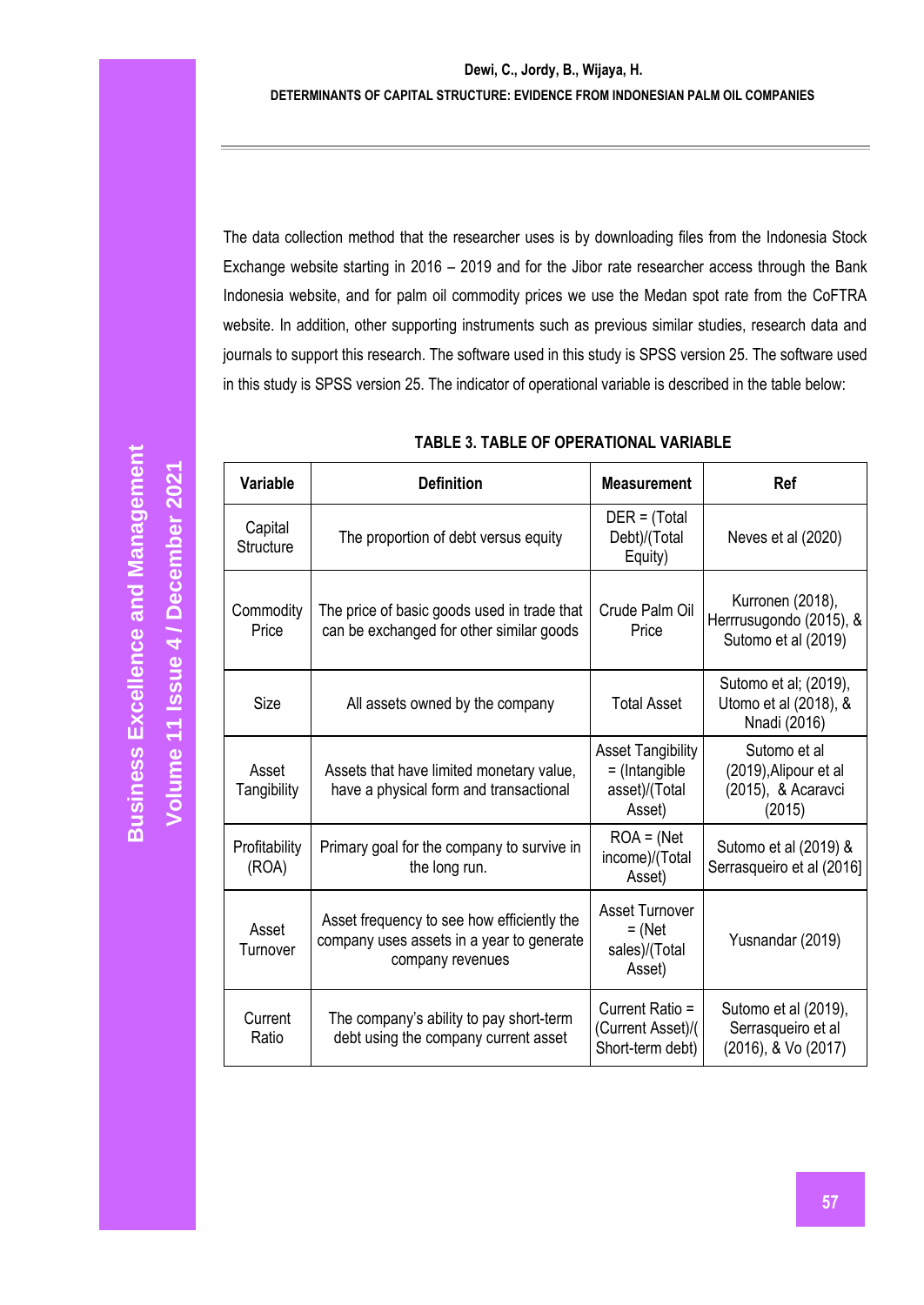The data collection method that the researcher uses is by downloading files from the Indonesia Stock Exchange website starting in 2016 – 2019 and for the Jibor rate researcher access through the Bank Indonesia website, and for palm oil commodity prices we use the Medan spot rate from the CoFTRA website. In addition, other supporting instruments such as previous similar studies, research data and journals to support this research. The software used in this study is SPSS version 25. The software used in this study is SPSS version 25. The indicator of operational variable is described in the table below:

**TABLE 3. TABLE OF OPERATIONAL VARIABLE**

| Variable | Definition | Measurement | Ref |
|---|---|---|---|
| Capital Structure | The proportion of debt versus equity | DER = (Total Debt)/(Total Equity) | Neves et al (2020) |
| Commodity Price | The price of basic goods used in trade that can be exchanged for other similar goods | Crude Palm Oil Price | Kurronen (2018), Herrrusugondo (2015), & Sutomo et al (2019) |
| Size | All assets owned by the company | Total Asset | Sutomo et al; (2019), Utomo et al (2018), & Nnadi (2016) |
| Asset Tangibility | Assets that have limited monetary value, have a physical form and transactional | Asset Tangibility = (Intangible asset)/(Total Asset) | Sutomo et al (2019),Alipour et al (2015), & Acaravci (2015) |
| Profitability (ROA) | Primary goal for the company to survive in the long run. | ROA = (Net income)/(Total Asset) | Sutomo et al (2019) & Serrasqueiro et al [2016] |
| Asset Turnover | Asset frequency to see how efficiently the company uses assets in a year to generate company revenues | Asset Turnover = (Net sales)/(Total Asset) | Yusnandar (2019) |
| Current Ratio | The company's ability to pay short-term debt using the company current asset | Current Ratio = (Current Asset)/(Short-term debt) | Sutomo et al (2019), Serrasqueiro et al (2016), & Vo (2017) |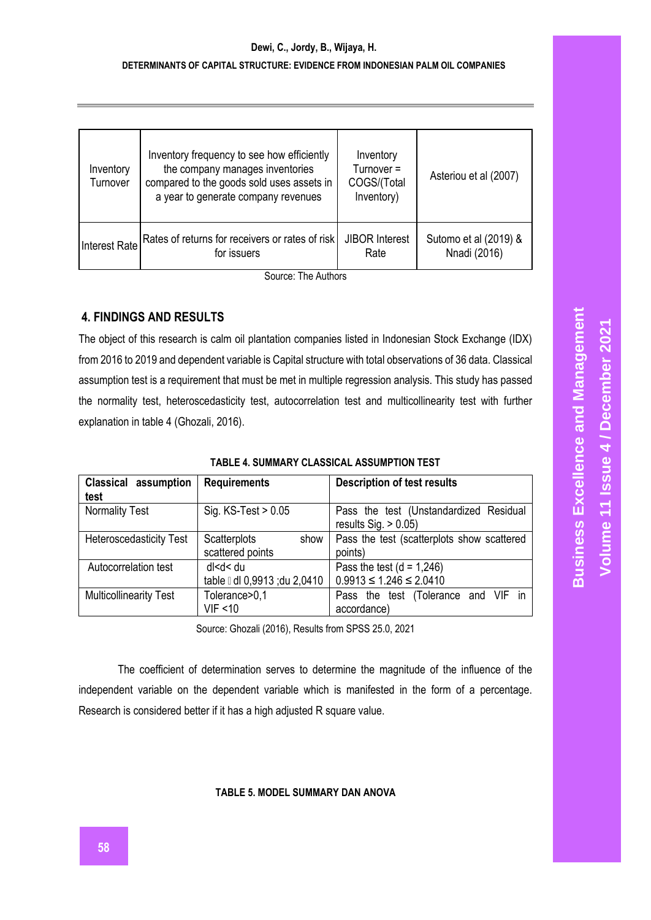| Inventory Turnover | Inventory frequency to see how efficiently the company manages inventories compared to the goods sold uses assets in a year to generate company revenues | Inventory Turnover = COGS/(Total Inventory) | Asteriou et al (2007) |
|---|---|---|---|
| Interest Rate | Rates of returns for receivers or rates of risk for issuers | JIBOR Interest Rate | Sutomo et al (2019) & Nnadi (2016) |

Source: The Authors

## 4. FINDINGS AND RESULTS

The object of this research is calm oil plantation companies listed in Indonesian Stock Exchange (IDX) from 2016 to 2019 and dependent variable is Capital structure with total observations of 36 data. Classical assumption test is a requirement that must be met in multiple regression analysis. This study has passed the normality test, heteroscedasticity test, autocorrelation test and multicollinearity test with further explanation in table 4 (Ghozali, 2016).

**TABLE 4. SUMMARY CLASSICAL ASSUMPTION TEST**

| Classical assumption test | Requirements | Description of test results |
|---|---|---|
| Normality Test | Sig. KS-Test > 0.05 | Pass the test (Unstandardized Residual results Sig. > 0.05) |
| Heteroscedasticity Test | Scatterplots show scattered points | Pass the test (scatterplots show scattered points) |
| Autocorrelation test | dl<d< du table  dl 0,9913 ;du 2,0410 | Pass the test (d = 1,246) $0.9913 \leq 1.246 \leq 2.0410$ |
| Multicollinearity Test | Tolerance>0,1 VIF <10 | Pass the test (Tolerance and VIF in accordance) |

Source: Ghozali (2016), Results from SPSS 25.0, 2021

The coefficient of determination serves to determine the magnitude of the influence of the independent variable on the dependent variable which is manifested in the form of a percentage. Research is considered better if it has a high adjusted R square value.

**TABLE 5. MODEL SUMMARY DAN ANOVA**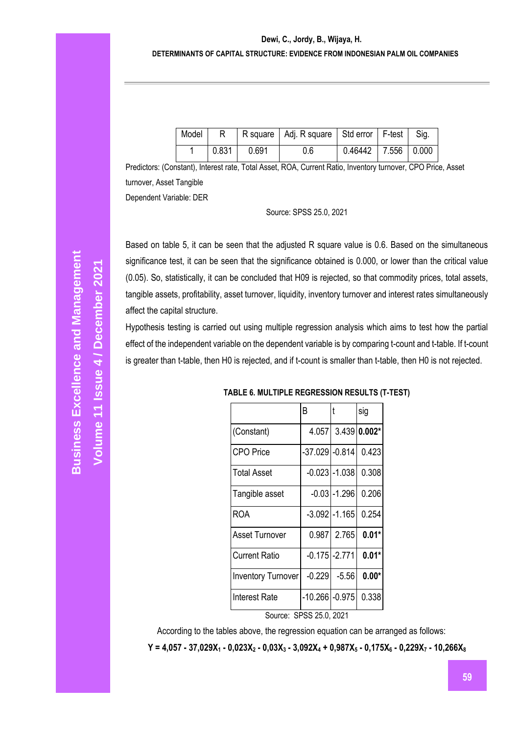| Model | R | R square | Adj. R square | Std error | F-test | Sig. |
|---|---|---|---|---|---|---|
| 1 | 0.831 | 0.691 | 0.6 | 0.46442 | 7.556 | 0.000 |

Predictors: (Constant), Interest rate, Total Asset, ROA, Current Ratio, Inventory turnover, CPO Price, Asset turnover, Asset Tangible

Dependent Variable: DER

Source: SPSS 25.0, 2021

Based on table 5, it can be seen that the adjusted R square value is 0.6. Based on the simultaneous significance test, it can be seen that the significance obtained is 0.000, or lower than the critical value (0.05). So, statistically, it can be concluded that H09 is rejected, so that commodity prices, total assets, tangible assets, profitability, asset turnover, liquidity, inventory turnover and interest rates simultaneously affect the capital structure.

Hypothesis testing is carried out using multiple regression analysis which aims to test how the partial effect of the independent variable on the dependent variable is by comparing t-count and t-table. If t-count is greater than t-table, then H0 is rejected, and if t-count is smaller than t-table, then H0 is not rejected.

**TABLE 6. MULTIPLE REGRESSION RESULTS (T-TEST)**

| | B | t | sig |
|---|---|---|---|
| (Constant) | 4.057 | 3.439 | **0.002*** |
| CPO Price | -37.029 | -0.814 | 0.423 |
| Total Asset | -0.023 | -1.038 | 0.308 |
| Tangible asset | -0.03 | -1.296 | 0.206 |
| ROA | -3.092 | -1.165 | 0.254 |
| Asset Turnover | 0.987 | 2.765 | **0.01*** |
| Current Ratio | -0.175 | -2.771 | **0.01*** |
| Inventory Turnover | -0.229 | -5.56 | **0.00*** |
| Interest Rate | -10.266 | -0.975 | 0.338 |

Source: SPSS 25.0, 2021

According to the tables above, the regression equation can be arranged as follows:

$$Y = 4{,}057 - 37{,}029X_1 - 0{,}023X_2 - 0{,}03X_3 - 3{,}092X_4 + 0{,}987X_5 - 0{,}175X_6 - 0{,}229X_7 - 10{,}266X_8$$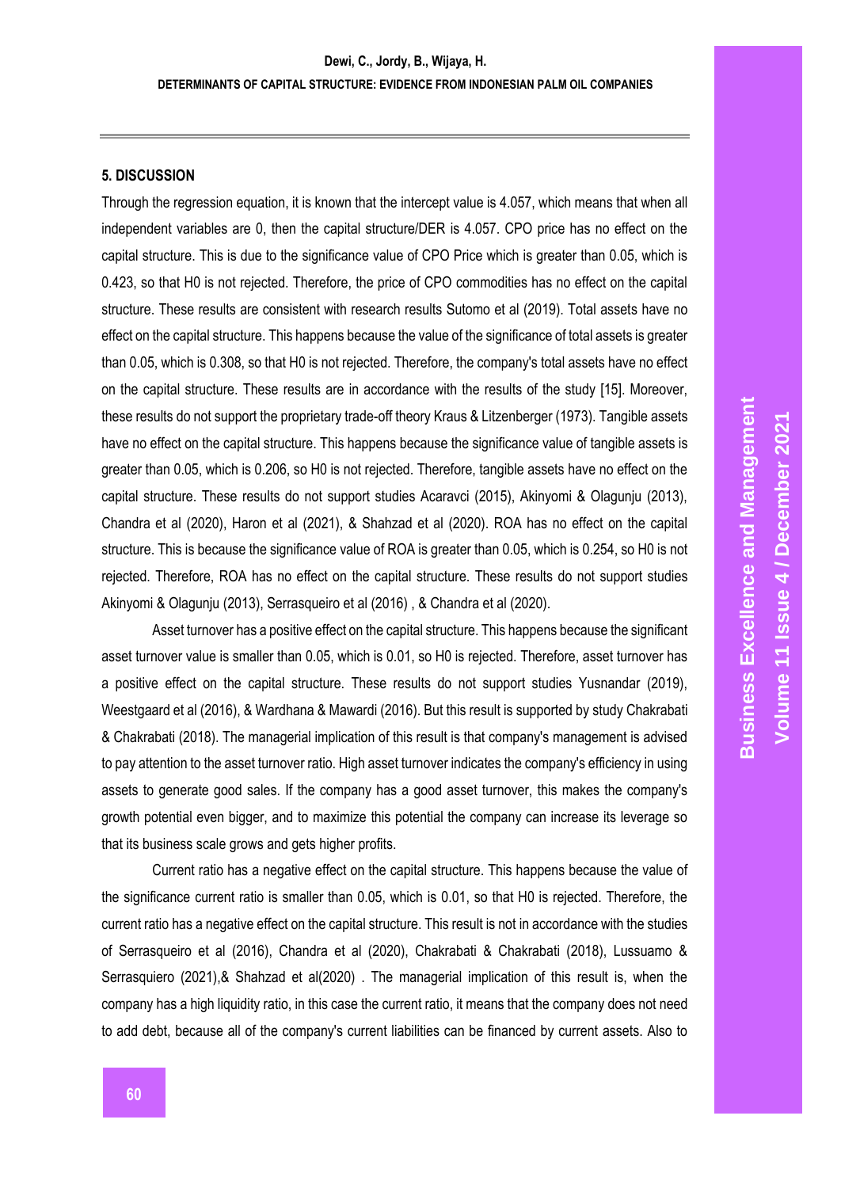### 5. DISCUSSION

Through the regression equation, it is known that the intercept value is 4.057, which means that when all independent variables are 0, then the capital structure/DER is 4.057. CPO price has no effect on the capital structure. This is due to the significance value of CPO Price which is greater than 0.05, which is 0.423, so that H0 is not rejected. Therefore, the price of CPO commodities has no effect on the capital structure. These results are consistent with research results Sutomo et al (2019). Total assets have no effect on the capital structure. This happens because the value of the significance of total assets is greater than 0.05, which is 0.308, so that H0 is not rejected. Therefore, the company's total assets have no effect on the capital structure. These results are in accordance with the results of the study [15]. Moreover, these results do not support the proprietary trade-off theory Kraus & Litzenberger (1973). Tangible assets have no effect on the capital structure. This happens because the significance value of tangible assets is greater than 0.05, which is 0.206, so H0 is not rejected. Therefore, tangible assets have no effect on the capital structure. These results do not support studies Acaravci (2015), Akinyomi & Olagunju (2013), Chandra et al (2020), Haron et al (2021), & Shahzad et al (2020). ROA has no effect on the capital structure. This is because the significance value of ROA is greater than 0.05, which is 0.254, so H0 is not rejected. Therefore, ROA has no effect on the capital structure. These results do not support studies Akinyomi & Olagunju (2013), Serrasqueiro et al (2016) , & Chandra et al (2020).

Asset turnover has a positive effect on the capital structure. This happens because the significant asset turnover value is smaller than 0.05, which is 0.01, so H0 is rejected. Therefore, asset turnover has a positive effect on the capital structure. These results do not support studies Yusnandar (2019), Weestgaard et al (2016), & Wardhana & Mawardi (2016). But this result is supported by study Chakrabati & Chakrabati (2018). The managerial implication of this result is that company's management is advised to pay attention to the asset turnover ratio. High asset turnover indicates the company's efficiency in using assets to generate good sales. If the company has a good asset turnover, this makes the company's growth potential even bigger, and to maximize this potential the company can increase its leverage so that its business scale grows and gets higher profits.

Current ratio has a negative effect on the capital structure. This happens because the value of the significance current ratio is smaller than 0.05, which is 0.01, so that H0 is rejected. Therefore, the current ratio has a negative effect on the capital structure. This result is not in accordance with the studies of Serrasqueiro et al (2016), Chandra et al (2020), Chakrabati & Chakrabati (2018), Lussuamo & Serrasquiero (2021),& Shahzad et al(2020) . The managerial implication of this result is, when the company has a high liquidity ratio, in this case the current ratio, it means that the company does not need to add debt, because all of the company's current liabilities can be financed by current assets. Also to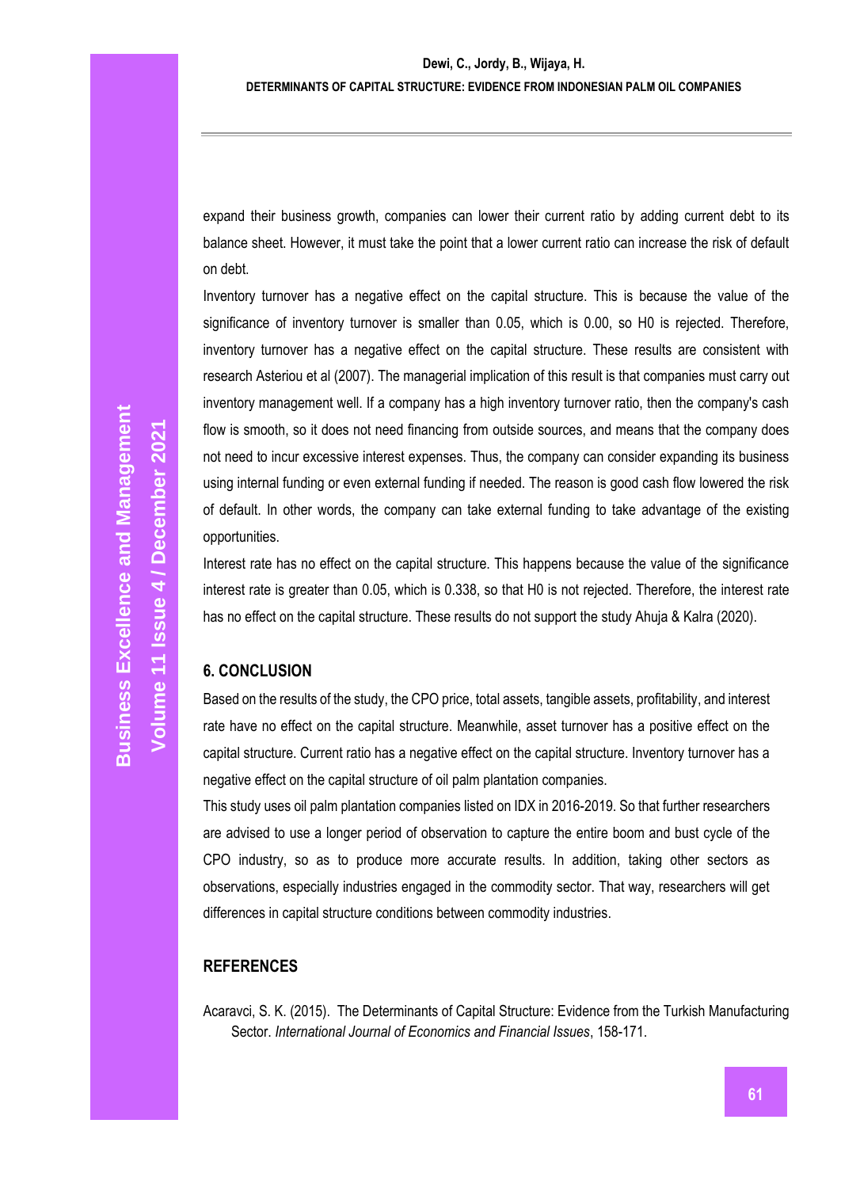expand their business growth, companies can lower their current ratio by adding current debt to its balance sheet. However, it must take the point that a lower current ratio can increase the risk of default on debt.

Inventory turnover has a negative effect on the capital structure. This is because the value of the significance of inventory turnover is smaller than 0.05, which is 0.00, so H0 is rejected. Therefore, inventory turnover has a negative effect on the capital structure. These results are consistent with research Asteriou et al (2007). The managerial implication of this result is that companies must carry out inventory management well. If a company has a high inventory turnover ratio, then the company's cash flow is smooth, so it does not need financing from outside sources, and means that the company does not need to incur excessive interest expenses. Thus, the company can consider expanding its business using internal funding or even external funding if needed. The reason is good cash flow lowered the risk of default. In other words, the company can take external funding to take advantage of the existing opportunities.

Interest rate has no effect on the capital structure. This happens because the value of the significance interest rate is greater than 0.05, which is 0.338, so that H0 is not rejected. Therefore, the interest rate has no effect on the capital structure. These results do not support the study Ahuja & Kalra (2020).

## 6. CONCLUSION

Based on the results of the study, the CPO price, total assets, tangible assets, profitability, and interest rate have no effect on the capital structure. Meanwhile, asset turnover has a positive effect on the capital structure. Current ratio has a negative effect on the capital structure. Inventory turnover has a negative effect on the capital structure of oil palm plantation companies.

This study uses oil palm plantation companies listed on IDX in 2016-2019. So that further researchers are advised to use a longer period of observation to capture the entire boom and bust cycle of the CPO industry, so as to produce more accurate results. In addition, taking other sectors as observations, especially industries engaged in the commodity sector. That way, researchers will get differences in capital structure conditions between commodity industries.

## REFERENCES

Acaravci, S. K. (2015). The Determinants of Capital Structure: Evidence from the Turkish Manufacturing Sector. *International Journal of Economics and Financial Issues*, 158-171.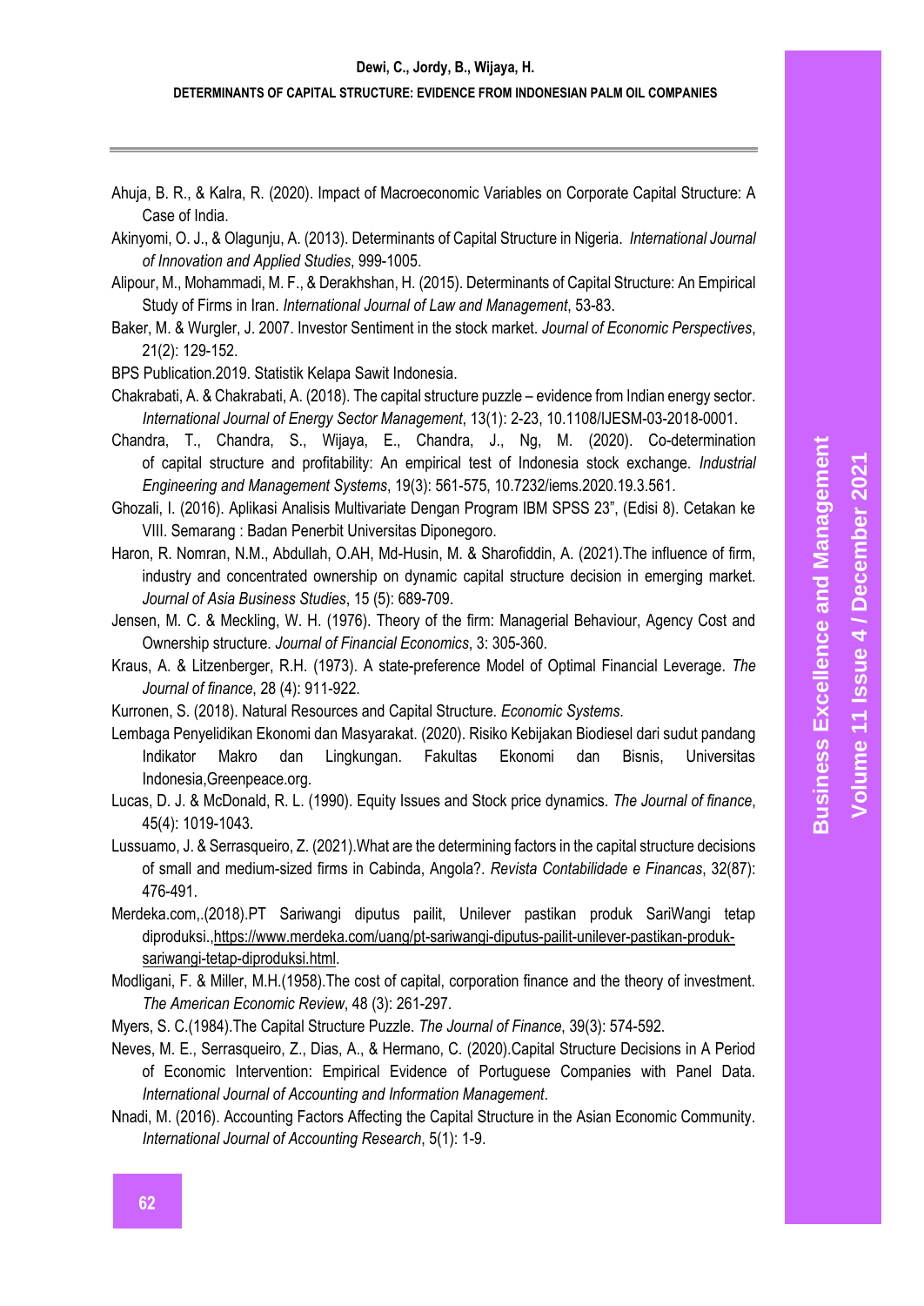Ahuja, B. R., & Kalra, R. (2020). Impact of Macroeconomic Variables on Corporate Capital Structure: A Case of India.

Akinyomi, O. J., & Olagunju, A. (2013). Determinants of Capital Structure in Nigeria. *International Journal of Innovation and Applied Studies*, 999-1005.

Alipour, M., Mohammadi, M. F., & Derakhshan, H. (2015). Determinants of Capital Structure: An Empirical Study of Firms in Iran. *International Journal of Law and Management*, 53-83.

Baker, M. & Wurgler, J. 2007. Investor Sentiment in the stock market. *Journal of Economic Perspectives*, 21(2): 129-152.

BPS Publication.2019. Statistik Kelapa Sawit Indonesia.

Chakrabati, A. & Chakrabati, A. (2018). The capital structure puzzle – evidence from Indian energy sector. *International Journal of Energy Sector Management*, 13(1): 2-23, 10.1108/IJESM-03-2018-0001.

Chandra, T., Chandra, S., Wijaya, E., Chandra, J., Ng, M. (2020). Co-determination of capital structure and profitability: An empirical test of Indonesia stock exchange. *Industrial Engineering and Management Systems*, 19(3): 561-575, 10.7232/iems.2020.19.3.561.

Ghozali, I. (2016). Aplikasi Analisis Multivariate Dengan Program IBM SPSS 23", (Edisi 8). Cetakan ke VIII. Semarang : Badan Penerbit Universitas Diponegoro.

Haron, R. Nomran, N.M., Abdullah, O.AH, Md-Husin, M. & Sharofiddin, A. (2021).The influence of firm, industry and concentrated ownership on dynamic capital structure decision in emerging market. *Journal of Asia Business Studies*, 15 (5): 689-709.

Jensen, M. C. & Meckling, W. H. (1976). Theory of the firm: Managerial Behaviour, Agency Cost and Ownership structure. *Journal of Financial Economics*, 3: 305-360.

Kraus, A. & Litzenberger, R.H. (1973). A state-preference Model of Optimal Financial Leverage. *The Journal of finance*, 28 (4): 911-922.

Kurronen, S. (2018). Natural Resources and Capital Structure. *Economic Systems*.

Lembaga Penyelidikan Ekonomi dan Masyarakat. (2020). Risiko Kebijakan Biodiesel dari sudut pandang Indikator Makro dan Lingkungan. Fakultas Ekonomi dan Bisnis, Universitas Indonesia,Greenpeace.org.

Lucas, D. J. & McDonald, R. L. (1990). Equity Issues and Stock price dynamics. *The Journal of finance*, 45(4): 1019-1043.

Lussuamo, J. & Serrasqueiro, Z. (2021).What are the determining factors in the capital structure decisions of small and medium-sized firms in Cabinda, Angola?. *Revista Contabilidade e Financas*, 32(87): 476-491.

Merdeka.com,.(2018).PT Sariwangi diputus pailit, Unilever pastikan produk SariWangi tetap diproduksi.,https://www.merdeka.com/uang/pt-sariwangi-diputus-pailit-unilever-pastikan-produk-sariwangi-tetap-diproduksi.html.

Modligani, F. & Miller, M.H.(1958).The cost of capital, corporation finance and the theory of investment. *The American Economic Review*, 48 (3): 261-297.

Myers, S. C.(1984).The Capital Structure Puzzle. *The Journal of Finance*, 39(3): 574-592.

Neves, M. E., Serrasqueiro, Z., Dias, A., & Hermano, C. (2020).Capital Structure Decisions in A Period of Economic Intervention: Empirical Evidence of Portuguese Companies with Panel Data. *International Journal of Accounting and Information Management*.

Nnadi, M. (2016). Accounting Factors Affecting the Capital Structure in the Asian Economic Community. *International Journal of Accounting Research*, 5(1): 1-9.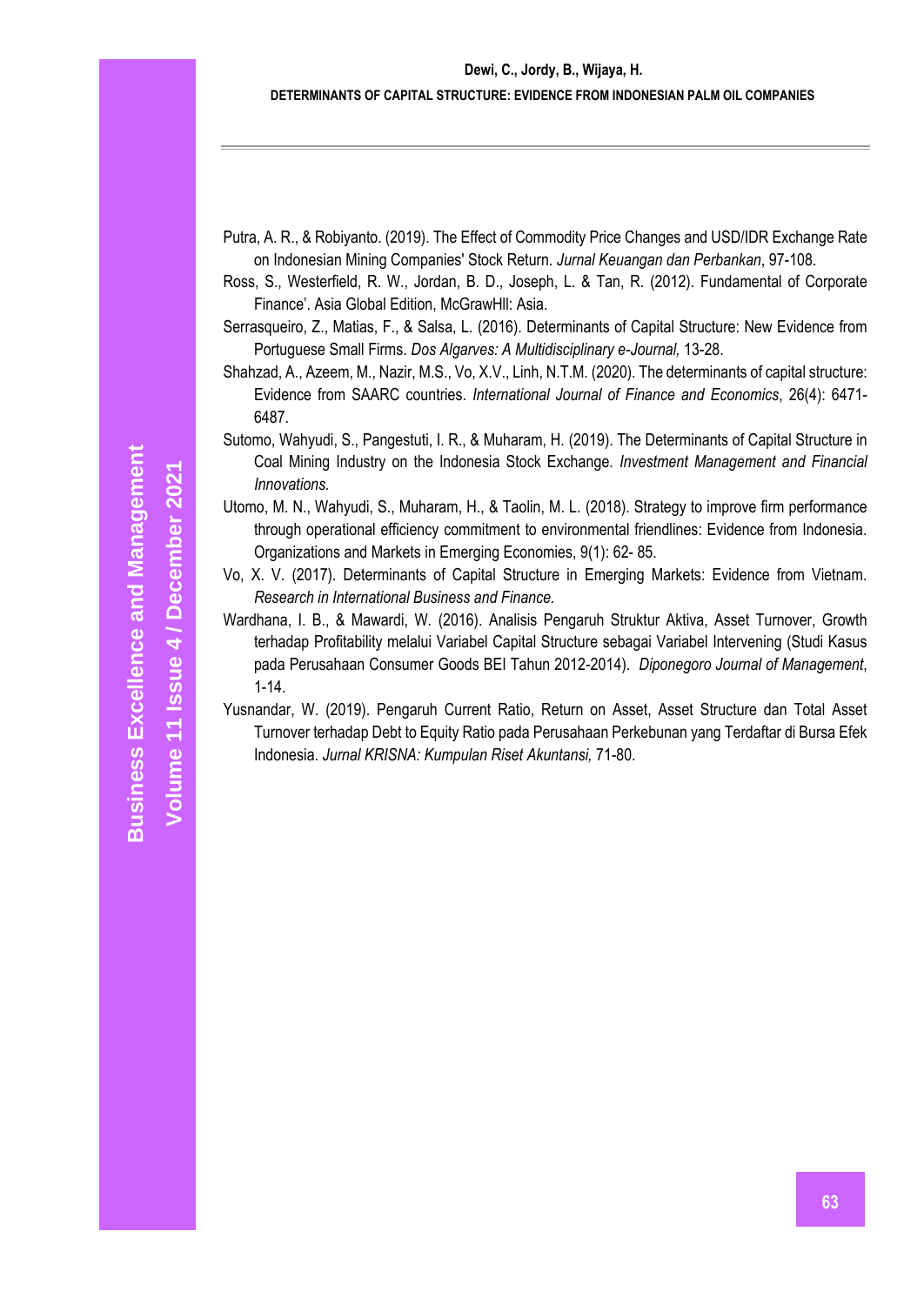Putra, A. R., & Robiyanto. (2019). The Effect of Commodity Price Changes and USD/IDR Exchange Rate on Indonesian Mining Companies' Stock Return. *Jurnal Keuangan dan Perbankan*, 97-108.

Ross, S., Westerfield, R. W., Jordan, B. D., Joseph, L. & Tan, R. (2012). Fundamental of Corporate Finance'. Asia Global Edition, McGrawHll: Asia.

Serrasqueiro, Z., Matias, F., & Salsa, L. (2016). Determinants of Capital Structure: New Evidence from Portuguese Small Firms. *Dos Algarves: A Multidisciplinary e-Journal,* 13-28.

Shahzad, A., Azeem, M., Nazir, M.S., Vo, X.V., Linh, N.T.M. (2020). The determinants of capital structure: Evidence from SAARC countries. *International Journal of Finance and Economics*, 26(4): 6471-6487.

Sutomo, Wahyudi, S., Pangestuti, I. R., & Muharam, H. (2019). The Determinants of Capital Structure in Coal Mining Industry on the Indonesia Stock Exchange. *Investment Management and Financial Innovations.*

Utomo, M. N., Wahyudi, S., Muharam, H., & Taolin, M. L. (2018). Strategy to improve firm performance through operational efficiency commitment to environmental friendlines: Evidence from Indonesia. Organizations and Markets in Emerging Economies, 9(1): 62- 85.

Vo, X. V. (2017). Determinants of Capital Structure in Emerging Markets: Evidence from Vietnam. *Research in International Business and Finance.*

Wardhana, I. B., & Mawardi, W. (2016). Analisis Pengaruh Struktur Aktiva, Asset Turnover, Growth terhadap Profitability melalui Variabel Capital Structure sebagai Variabel Intervening (Studi Kasus pada Perusahaan Consumer Goods BEI Tahun 2012-2014). *Diponegoro Journal of Management*, 1-14.

Yusnandar, W. (2019). Pengaruh Current Ratio, Return on Asset, Asset Structure dan Total Asset Turnover terhadap Debt to Equity Ratio pada Perusahaan Perkebunan yang Terdaftar di Bursa Efek Indonesia. *Jurnal KRISNA: Kumpulan Riset Akuntansi,* 71-80.